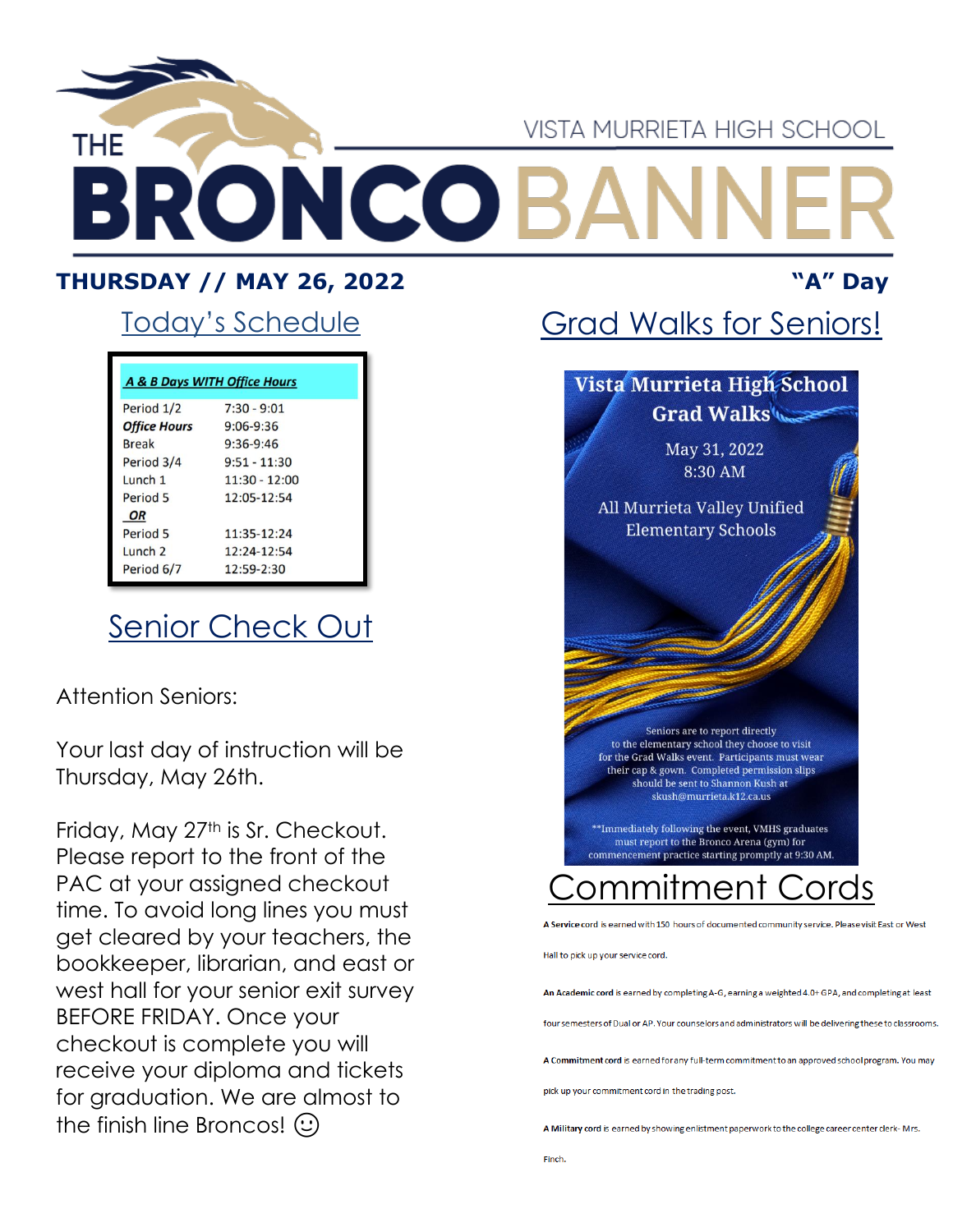# THE BRONCO BANNER

VISTA MURRIETA HIGH SCHOOL

**THURSDAY // MAY 26, 2022** **"A" Day**

## Today's Schedule

| ***A & B Days WITH Office Hours*** | |
|---|---|
| Period 1/2 | 7:30 - 9:01 |
| ***Office Hours*** | 9:06-9:36 |
| Break | 9:36-9:46 |
| Period 3/4 | 9:51 - 11:30 |
| Lunch 1 | 11:30 - 12:00 |
| Period 5 | 12:05-12:54 |
| ***OR*** | |
| Period 5 | 11:35-12:24 |
| Lunch 2 | 12:24-12:54 |
| Period 6/7 | 12:59-2:30 |

## Senior Check Out

Attention Seniors:

Your last day of instruction will be Thursday, May 26th.

Friday, May 27th is Sr. Checkout. Please report to the front of the PAC at your assigned checkout time. To avoid long lines you must get cleared by your teachers, the bookkeeper, librarian, and east or west hall for your senior exit survey BEFORE FRIDAY. Once your checkout is complete you will receive your diploma and tickets for graduation. We are almost to the finish line Broncos! ☺

## Grad Walks for Seniors!

**Vista Murrieta High School Grad Walks**

May 31, 2022
8:30 AM

All Murrieta Valley Unified Elementary Schools

Seniors are to report directly to the elementary school they choose to visit for the Grad Walks event. Participants must wear their cap & gown. Completed permission slips should be sent to Shannon Kush at skush@murrieta.k12.ca.us

**Immediately following the event, VMHS graduates must report to the Bronco Arena (gym) for commencement practice starting promptly at 9:30 AM.

## Commitment Cords

**A Service cord** is earned with 150 hours of documented community service. Please visit East or West Hall to pick up your service cord.

**An Academic cord** is earned by completing A-G, earning a weighted 4.0+ GPA, and completing at least four semesters of Dual or AP. Your counselors and administrators will be delivering these to classrooms.

**A Commitment cord** is earned for any full-term commitment to an approved school program. You may pick up your commitment cord in the trading post.

**A Military cord** is earned by showing enlistment paperwork to the college career center clerk- Mrs. Finch.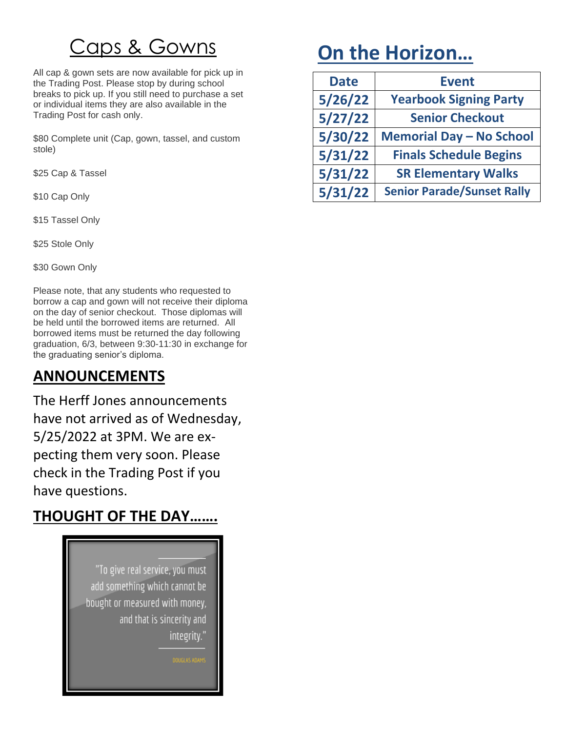# Caps & Gowns

All cap & gown sets are now available for pick up in the Trading Post. Please stop by during school breaks to pick up. If you still need to purchase a set or individual items they are also available in the Trading Post for cash only.

$80 Complete unit (Cap, gown, tassel, and custom stole)

$25 Cap & Tassel

$10 Cap Only

$15 Tassel Only

$25 Stole Only

$30 Gown Only

Please note, that any students who requested to borrow a cap and gown will not receive their diploma on the day of senior checkout. Those diplomas will be held until the borrowed items are returned. All borrowed items must be returned the day following graduation, 6/3, between 9:30-11:30 in exchange for the graduating senior's diploma.

## ANNOUNCEMENTS

The Herff Jones announcements have not arrived as of Wednesday, 5/25/2022 at 3PM. We are expecting them very soon. Please check in the Trading Post if you have questions.

## THOUGHT OF THE DAY…….

"To give real service, you must add something which cannot be bought or measured with money, and that is sincerity and integrity."

DOUGLAS ADAMS

# On the Horizon…

| Date | Event |
|---|---|
| 5/26/22 | Yearbook Signing Party |
| 5/27/22 | Senior Checkout |
| 5/30/22 | Memorial Day – No School |
| 5/31/22 | Finals Schedule Begins |
| 5/31/22 | SR Elementary Walks |
| 5/31/22 | Senior Parade/Sunset Rally |